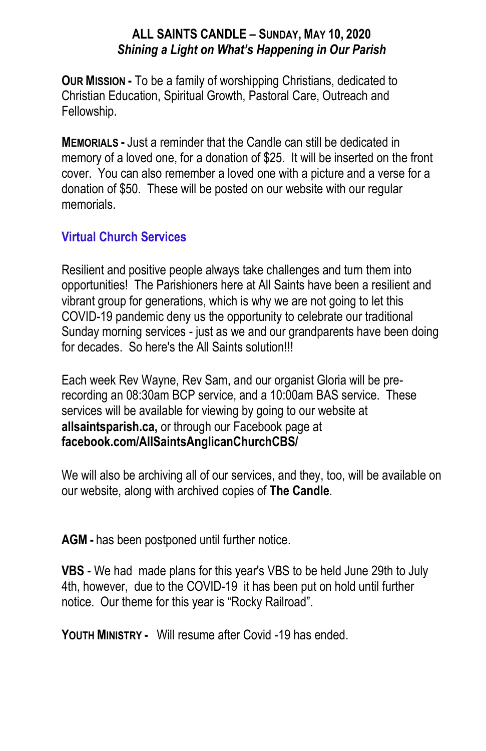# ALL SAINTS CANDLE – SUNDAY, MAY 10, 2020

***Shining a Light on What's Happening in Our Parish***

**OUR MISSION -** To be a family of worshipping Christians, dedicated to Christian Education, Spiritual Growth, Pastoral Care, Outreach and Fellowship.

**MEMORIALS -** Just a reminder that the Candle can still be dedicated in memory of a loved one, for a donation of $25. It will be inserted on the front cover. You can also remember a loved one with a picture and a verse for a donation of $50. These will be posted on our website with our regular memorials.

## Virtual Church Services

Resilient and positive people always take challenges and turn them into opportunities! The Parishioners here at All Saints have been a resilient and vibrant group for generations, which is why we are not going to let this COVID-19 pandemic deny us the opportunity to celebrate our traditional Sunday morning services - just as we and our grandparents have been doing for decades. So here's the All Saints solution!!!

Each week Rev Wayne, Rev Sam, and our organist Gloria will be pre-recording an 08:30am BCP service, and a 10:00am BAS service. These services will be available for viewing by going to our website at **allsaintsparish.ca,** or through our Facebook page at **facebook.com/AllSaintsAnglicanChurchCBS/**

We will also be archiving all of our services, and they, too, will be available on our website, along with archived copies of **The Candle**.

**AGM -** has been postponed until further notice.

**VBS** - We had made plans for this year's VBS to be held June 29th to July 4th, however, due to the COVID-19 it has been put on hold until further notice. Our theme for this year is "Rocky Railroad".

**YOUTH MINISTRY -** Will resume after Covid -19 has ended.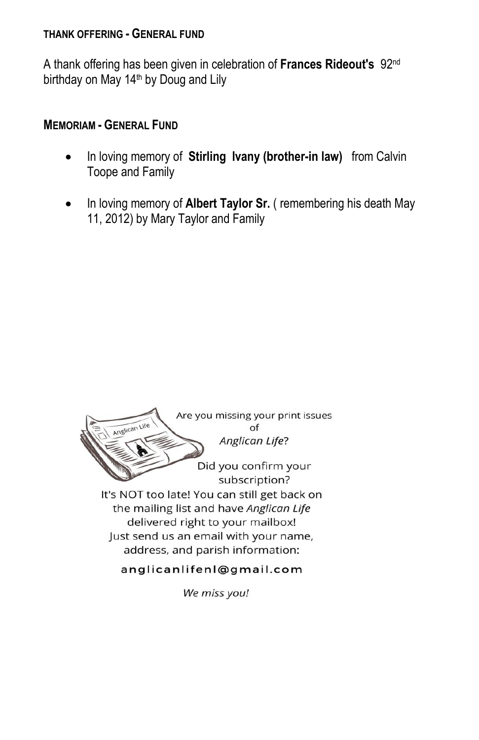### THANK OFFERING - GENERAL FUND

A thank offering has been given in celebration of **Frances Rideout's** 92nd birthday on May 14th by Doug and Lily

### MEMORIAM - GENERAL FUND

- In loving memory of **Stirling Ivany (brother-in law)** from Calvin Toope and Family
- In loving memory of **Albert Taylor Sr.** ( remembering his death May 11, 2012) by Mary Taylor and Family

Are you missing your print issues of *Anglican Life*?

Did you confirm your subscription?

It's NOT too late! You can still get back on the mailing list and have *Anglican Life* delivered right to your mailbox!
Just send us an email with your name, address, and parish information:

anglicanlifenl@gmail.com

*We miss you!*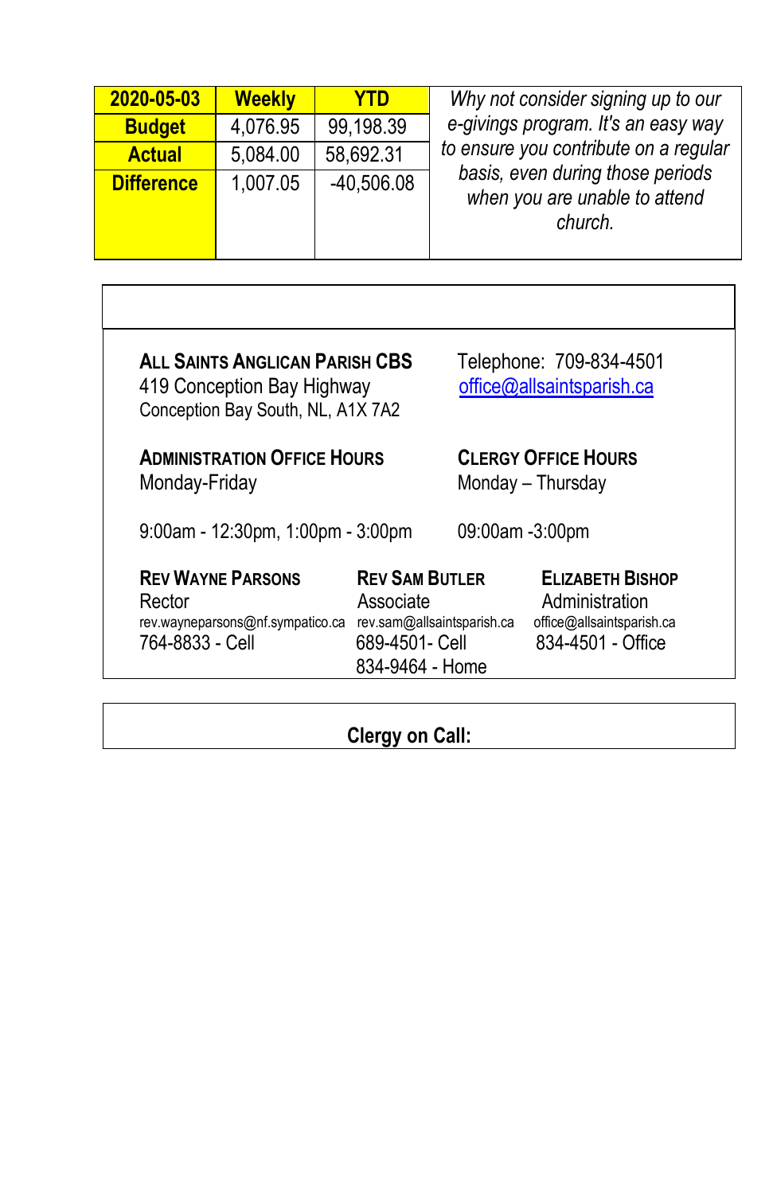| 2020-05-03 | Weekly | YTD |
|---|---|---|
| Budget | 4,076.95 | 99,198.39 |
| Actual | 5,084.00 | 58,692.31 |
| Difference | 1,007.05 | -40,506.08 |

*Why not consider signing up to our e-givings program. It's an easy way to ensure you contribute on a regular basis, even during those periods when you are unable to attend church.*

**ALL SAINTS ANGLICAN PARISH CBS**
419 Conception Bay Highway
Conception Bay South, NL, A1X 7A2

Telephone: 709-834-4501
office@allsaintsparish.ca

**ADMINISTRATION OFFICE HOURS**
Monday-Friday

9:00am - 12:30pm, 1:00pm - 3:00pm

**CLERGY OFFICE HOURS**
Monday – Thursday

09:00am -3:00pm

**REV WAYNE PARSONS**
Rector
rev.wayneparsons@nf.sympatico.ca
764-8833 - Cell

**REV SAM BUTLER**
Associate
rev.sam@allsaintsparish.ca
689-4501- Cell
834-9464 - Home

**ELIZABETH BISHOP**
Administration
office@allsaintsparish.ca
834-4501 - Office

**Clergy on Call:**